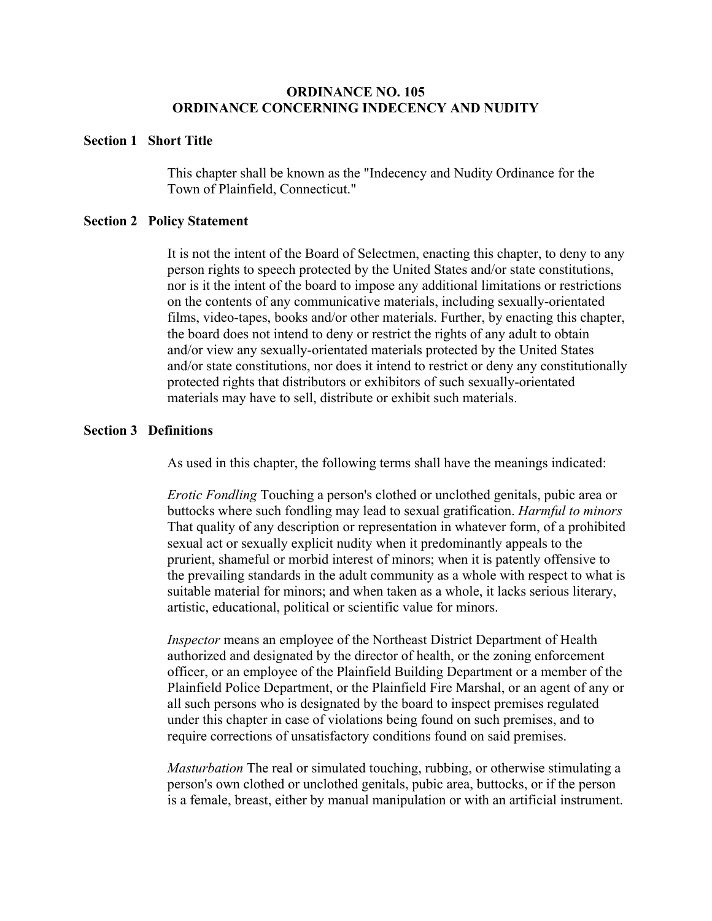# ORDINANCE NO. 105
# ORDINANCE CONCERNING INDECENCY AND NUDITY

## Section 1 Short Title

This chapter shall be known as the "Indecency and Nudity Ordinance for the Town of Plainfield, Connecticut."

## Section 2 Policy Statement

It is not the intent of the Board of Selectmen, enacting this chapter, to deny to any person rights to speech protected by the United States and/or state constitutions, nor is it the intent of the board to impose any additional limitations or restrictions on the contents of any communicative materials, including sexually-orientated films, video-tapes, books and/or other materials. Further, by enacting this chapter, the board does not intend to deny or restrict the rights of any adult to obtain and/or view any sexually-orientated materials protected by the United States and/or state constitutions, nor does it intend to restrict or deny any constitutionally protected rights that distributors or exhibitors of such sexually-orientated materials may have to sell, distribute or exhibit such materials.

## Section 3 Definitions

As used in this chapter, the following terms shall have the meanings indicated:

*Erotic Fondling* Touching a person's clothed or unclothed genitals, pubic area or buttocks where such fondling may lead to sexual gratification. *Harmful to minors* That quality of any description or representation in whatever form, of a prohibited sexual act or sexually explicit nudity when it predominantly appeals to the prurient, shameful or morbid interest of minors; when it is patently offensive to the prevailing standards in the adult community as a whole with respect to what is suitable material for minors; and when taken as a whole, it lacks serious literary, artistic, educational, political or scientific value for minors.

*Inspector* means an employee of the Northeast District Department of Health authorized and designated by the director of health, or the zoning enforcement officer, or an employee of the Plainfield Building Department or a member of the Plainfield Police Department, or the Plainfield Fire Marshal, or an agent of any or all such persons who is designated by the board to inspect premises regulated under this chapter in case of violations being found on such premises, and to require corrections of unsatisfactory conditions found on said premises.

*Masturbation* The real or simulated touching, rubbing, or otherwise stimulating a person's own clothed or unclothed genitals, pubic area, buttocks, or if the person is a female, breast, either by manual manipulation or with an artificial instrument.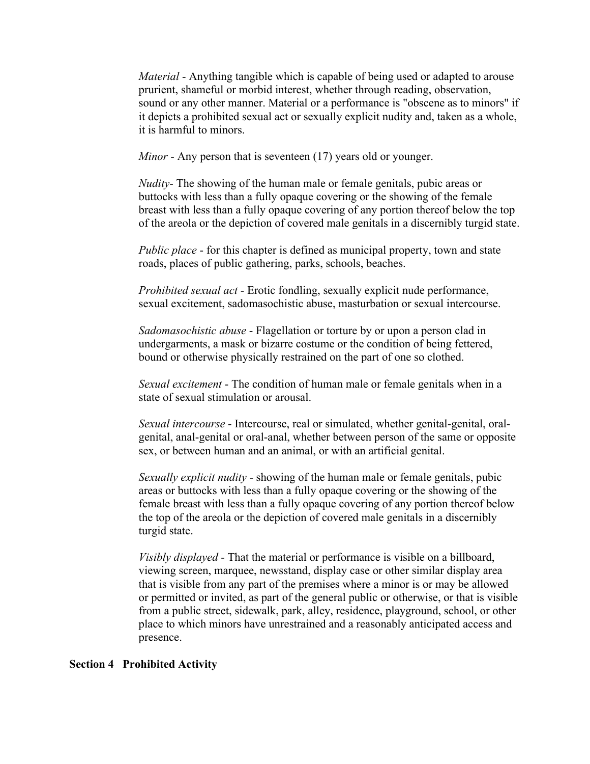*Material* - Anything tangible which is capable of being used or adapted to arouse prurient, shameful or morbid interest, whether through reading, observation, sound or any other manner. Material or a performance is "obscene as to minors" if it depicts a prohibited sexual act or sexually explicit nudity and, taken as a whole, it is harmful to minors.

*Minor* - Any person that is seventeen (17) years old or younger.

*Nudity*- The showing of the human male or female genitals, pubic areas or buttocks with less than a fully opaque covering or the showing of the female breast with less than a fully opaque covering of any portion thereof below the top of the areola or the depiction of covered male genitals in a discernibly turgid state.

*Public place* - for this chapter is defined as municipal property, town and state roads, places of public gathering, parks, schools, beaches.

*Prohibited sexual act* - Erotic fondling, sexually explicit nude performance, sexual excitement, sadomasochistic abuse, masturbation or sexual intercourse.

*Sadomasochistic abuse* - Flagellation or torture by or upon a person clad in undergarments, a mask or bizarre costume or the condition of being fettered, bound or otherwise physically restrained on the part of one so clothed.

*Sexual excitement* - The condition of human male or female genitals when in a state of sexual stimulation or arousal.

*Sexual intercourse* - Intercourse, real or simulated, whether genital-genital, oral-genital, anal-genital or oral-anal, whether between person of the same or opposite sex, or between human and an animal, or with an artificial genital.

*Sexually explicit nudity* - showing of the human male or female genitals, pubic areas or buttocks with less than a fully opaque covering or the showing of the female breast with less than a fully opaque covering of any portion thereof below the top of the areola or the depiction of covered male genitals in a discernibly turgid state.

*Visibly displayed* - That the material or performance is visible on a billboard, viewing screen, marquee, newsstand, display case or other similar display area that is visible from any part of the premises where a minor is or may be allowed or permitted or invited, as part of the general public or otherwise, or that is visible from a public street, sidewalk, park, alley, residence, playground, school, or other place to which minors have unrestrained and a reasonably anticipated access and presence.

**Section 4 Prohibited Activity**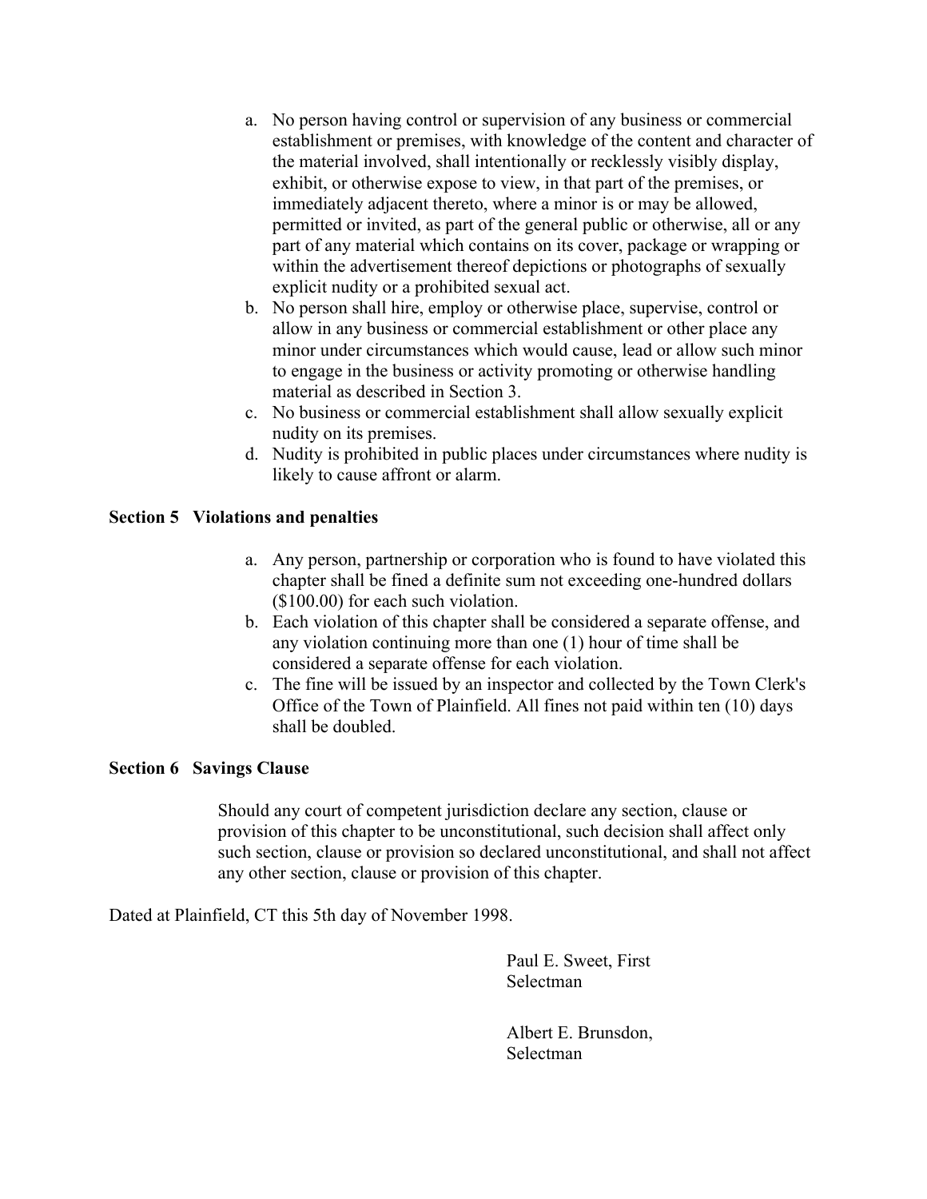a. No person having control or supervision of any business or commercial establishment or premises, with knowledge of the content and character of the material involved, shall intentionally or recklessly visibly display, exhibit, or otherwise expose to view, in that part of the premises, or immediately adjacent thereto, where a minor is or may be allowed, permitted or invited, as part of the general public or otherwise, all or any part of any material which contains on its cover, package or wrapping or within the advertisement thereof depictions or photographs of sexually explicit nudity or a prohibited sexual act.
b. No person shall hire, employ or otherwise place, supervise, control or allow in any business or commercial establishment or other place any minor under circumstances which would cause, lead or allow such minor to engage in the business or activity promoting or otherwise handling material as described in Section 3.
c. No business or commercial establishment shall allow sexually explicit nudity on its premises.
d. Nudity is prohibited in public places under circumstances where nudity is likely to cause affront or alarm.

**Section 5 Violations and penalties**

a. Any person, partnership or corporation who is found to have violated this chapter shall be fined a definite sum not exceeding one-hundred dollars ($100.00) for each such violation.
b. Each violation of this chapter shall be considered a separate offense, and any violation continuing more than one (1) hour of time shall be considered a separate offense for each violation.
c. The fine will be issued by an inspector and collected by the Town Clerk's Office of the Town of Plainfield. All fines not paid within ten (10) days shall be doubled.

**Section 6 Savings Clause**

Should any court of competent jurisdiction declare any section, clause or provision of this chapter to be unconstitutional, such decision shall affect only such section, clause or provision so declared unconstitutional, and shall not affect any other section, clause or provision of this chapter.

Dated at Plainfield, CT this 5th day of November 1998.

Paul E. Sweet, First Selectman

Albert E. Brunsdon, Selectman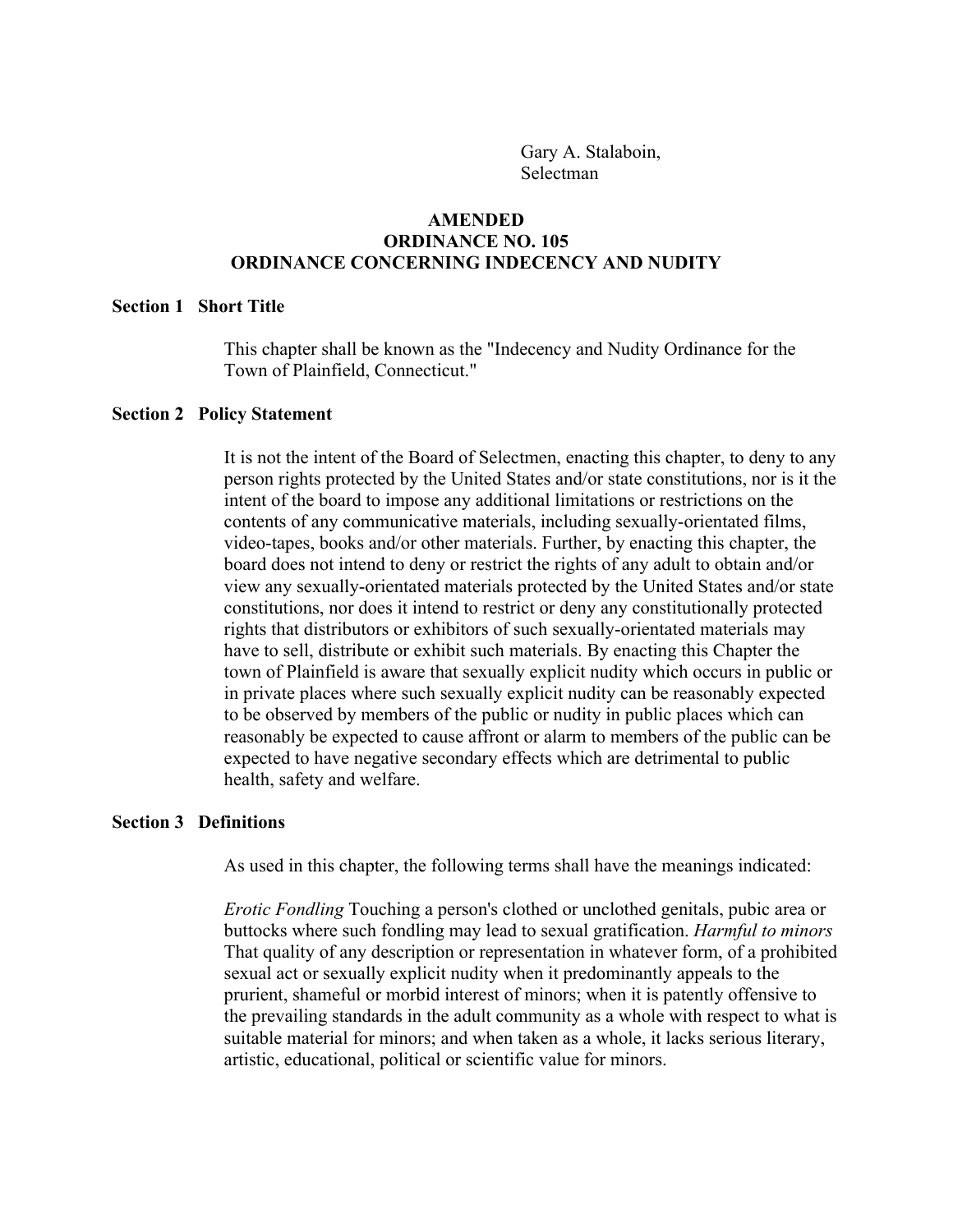Gary A. Stalaboin,
Selectman

**AMENDED**
**ORDINANCE NO. 105**
**ORDINANCE CONCERNING INDECENCY AND NUDITY**

**Section 1 Short Title**

This chapter shall be known as the "Indecency and Nudity Ordinance for the Town of Plainfield, Connecticut."

**Section 2 Policy Statement**

It is not the intent of the Board of Selectmen, enacting this chapter, to deny to any person rights protected by the United States and/or state constitutions, nor is it the intent of the board to impose any additional limitations or restrictions on the contents of any communicative materials, including sexually-orientated films, video-tapes, books and/or other materials. Further, by enacting this chapter, the board does not intend to deny or restrict the rights of any adult to obtain and/or view any sexually-orientated materials protected by the United States and/or state constitutions, nor does it intend to restrict or deny any constitutionally protected rights that distributors or exhibitors of such sexually-orientated materials may have to sell, distribute or exhibit such materials. By enacting this Chapter the town of Plainfield is aware that sexually explicit nudity which occurs in public or in private places where such sexually explicit nudity can be reasonably expected to be observed by members of the public or nudity in public places which can reasonably be expected to cause affront or alarm to members of the public can be expected to have negative secondary effects which are detrimental to public health, safety and welfare.

**Section 3 Definitions**

As used in this chapter, the following terms shall have the meanings indicated:

*Erotic Fondling* Touching a person's clothed or unclothed genitals, pubic area or buttocks where such fondling may lead to sexual gratification. *Harmful to minors* That quality of any description or representation in whatever form, of a prohibited sexual act or sexually explicit nudity when it predominantly appeals to the prurient, shameful or morbid interest of minors; when it is patently offensive to the prevailing standards in the adult community as a whole with respect to what is suitable material for minors; and when taken as a whole, it lacks serious literary, artistic, educational, political or scientific value for minors.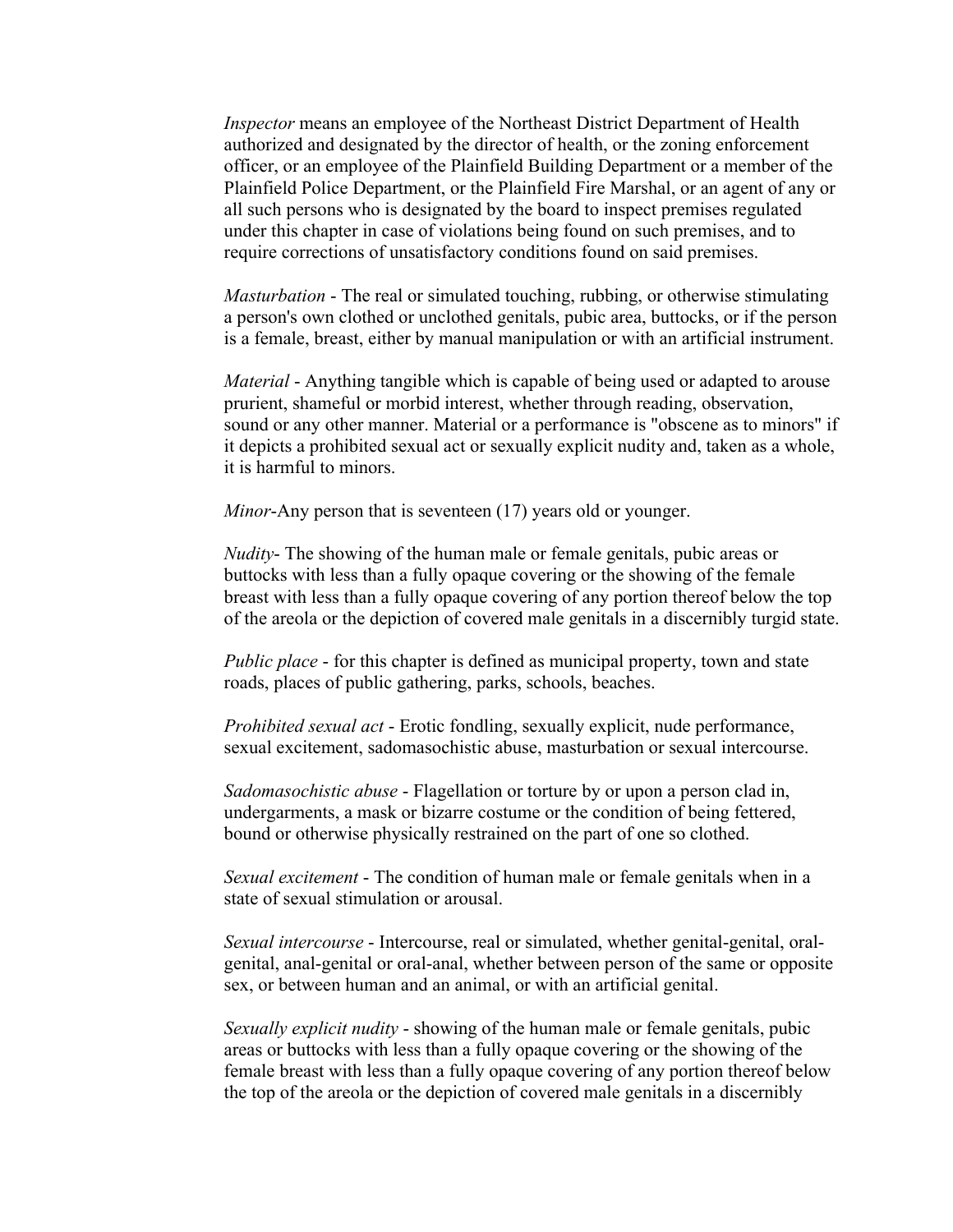*Inspector* means an employee of the Northeast District Department of Health authorized and designated by the director of health, or the zoning enforcement officer, or an employee of the Plainfield Building Department or a member of the Plainfield Police Department, or the Plainfield Fire Marshal, or an agent of any or all such persons who is designated by the board to inspect premises regulated under this chapter in case of violations being found on such premises, and to require corrections of unsatisfactory conditions found on said premises.

*Masturbation* - The real or simulated touching, rubbing, or otherwise stimulating a person's own clothed or unclothed genitals, pubic area, buttocks, or if the person is a female, breast, either by manual manipulation or with an artificial instrument.

*Material* - Anything tangible which is capable of being used or adapted to arouse prurient, shameful or morbid interest, whether through reading, observation, sound or any other manner. Material or a performance is "obscene as to minors" if it depicts a prohibited sexual act or sexually explicit nudity and, taken as a whole, it is harmful to minors.

*Minor*-Any person that is seventeen (17) years old or younger.

*Nudity*- The showing of the human male or female genitals, pubic areas or buttocks with less than a fully opaque covering or the showing of the female breast with less than a fully opaque covering of any portion thereof below the top of the areola or the depiction of covered male genitals in a discernibly turgid state.

*Public place* - for this chapter is defined as municipal property, town and state roads, places of public gathering, parks, schools, beaches.

*Prohibited sexual act* - Erotic fondling, sexually explicit, nude performance, sexual excitement, sadomasochistic abuse, masturbation or sexual intercourse.

*Sadomasochistic abuse* - Flagellation or torture by or upon a person clad in, undergarments, a mask or bizarre costume or the condition of being fettered, bound or otherwise physically restrained on the part of one so clothed.

*Sexual excitement* - The condition of human male or female genitals when in a state of sexual stimulation or arousal.

*Sexual intercourse* - Intercourse, real or simulated, whether genital-genital, oral-genital, anal-genital or oral-anal, whether between person of the same or opposite sex, or between human and an animal, or with an artificial genital.

*Sexually explicit nudity* - showing of the human male or female genitals, pubic areas or buttocks with less than a fully opaque covering or the showing of the female breast with less than a fully opaque covering of any portion thereof below the top of the areola or the depiction of covered male genitals in a discernibly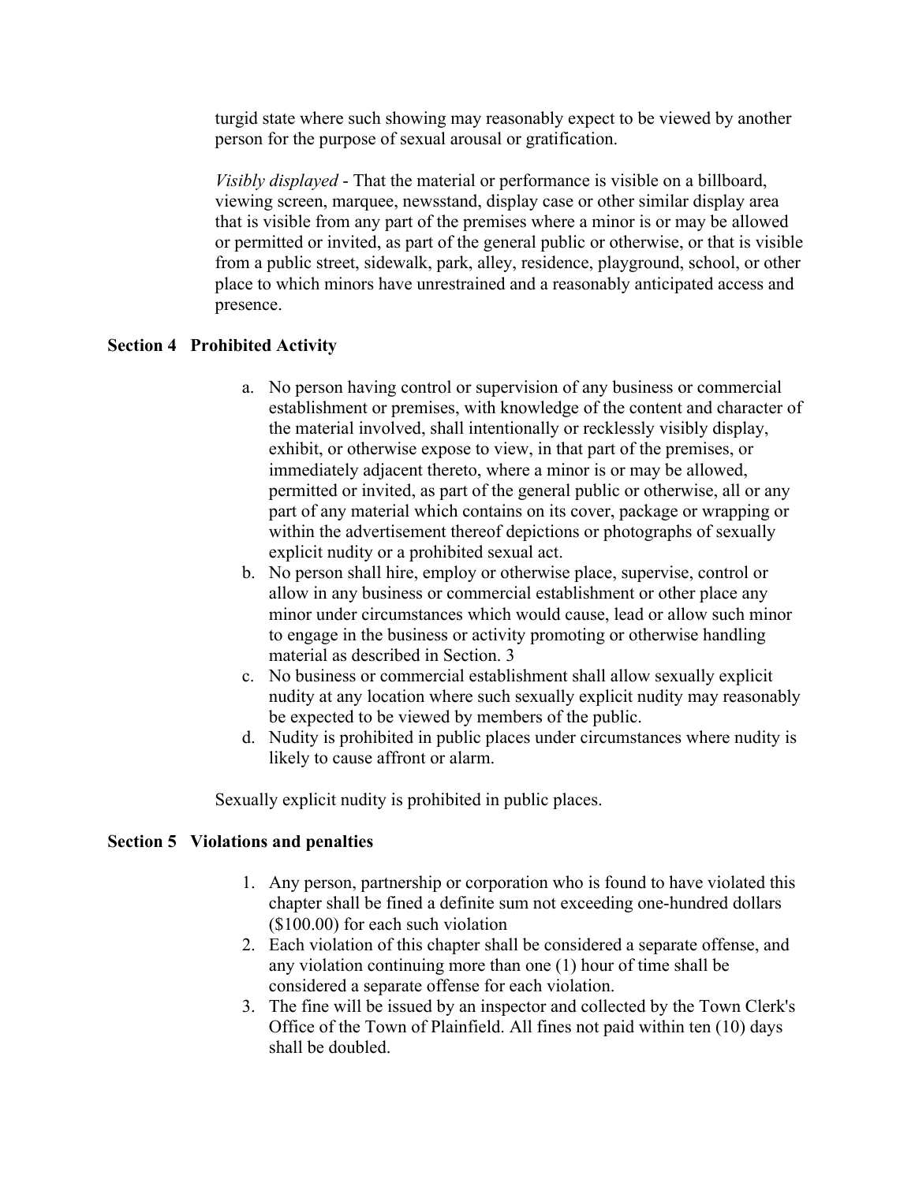turgid state where such showing may reasonably expect to be viewed by another person for the purpose of sexual arousal or gratification.

*Visibly displayed* - That the material or performance is visible on a billboard, viewing screen, marquee, newsstand, display case or other similar display area that is visible from any part of the premises where a minor is or may be allowed or permitted or invited, as part of the general public or otherwise, or that is visible from a public street, sidewalk, park, alley, residence, playground, school, or other place to which minors have unrestrained and a reasonably anticipated access and presence.

**Section 4 Prohibited Activity**

a. No person having control or supervision of any business or commercial establishment or premises, with knowledge of the content and character of the material involved, shall intentionally or recklessly visibly display, exhibit, or otherwise expose to view, in that part of the premises, or immediately adjacent thereto, where a minor is or may be allowed, permitted or invited, as part of the general public or otherwise, all or any part of any material which contains on its cover, package or wrapping or within the advertisement thereof depictions or photographs of sexually explicit nudity or a prohibited sexual act.
b. No person shall hire, employ or otherwise place, supervise, control or allow in any business or commercial establishment or other place any minor under circumstances which would cause, lead or allow such minor to engage in the business or activity promoting or otherwise handling material as described in Section. 3
c. No business or commercial establishment shall allow sexually explicit nudity at any location where such sexually explicit nudity may reasonably be expected to be viewed by members of the public.
d. Nudity is prohibited in public places under circumstances where nudity is likely to cause affront or alarm.

Sexually explicit nudity is prohibited in public places.

**Section 5 Violations and penalties**

1. Any person, partnership or corporation who is found to have violated this chapter shall be fined a definite sum not exceeding one-hundred dollars ($100.00) for each such violation
2. Each violation of this chapter shall be considered a separate offense, and any violation continuing more than one (1) hour of time shall be considered a separate offense for each violation.
3. The fine will be issued by an inspector and collected by the Town Clerk's Office of the Town of Plainfield. All fines not paid within ten (10) days shall be doubled.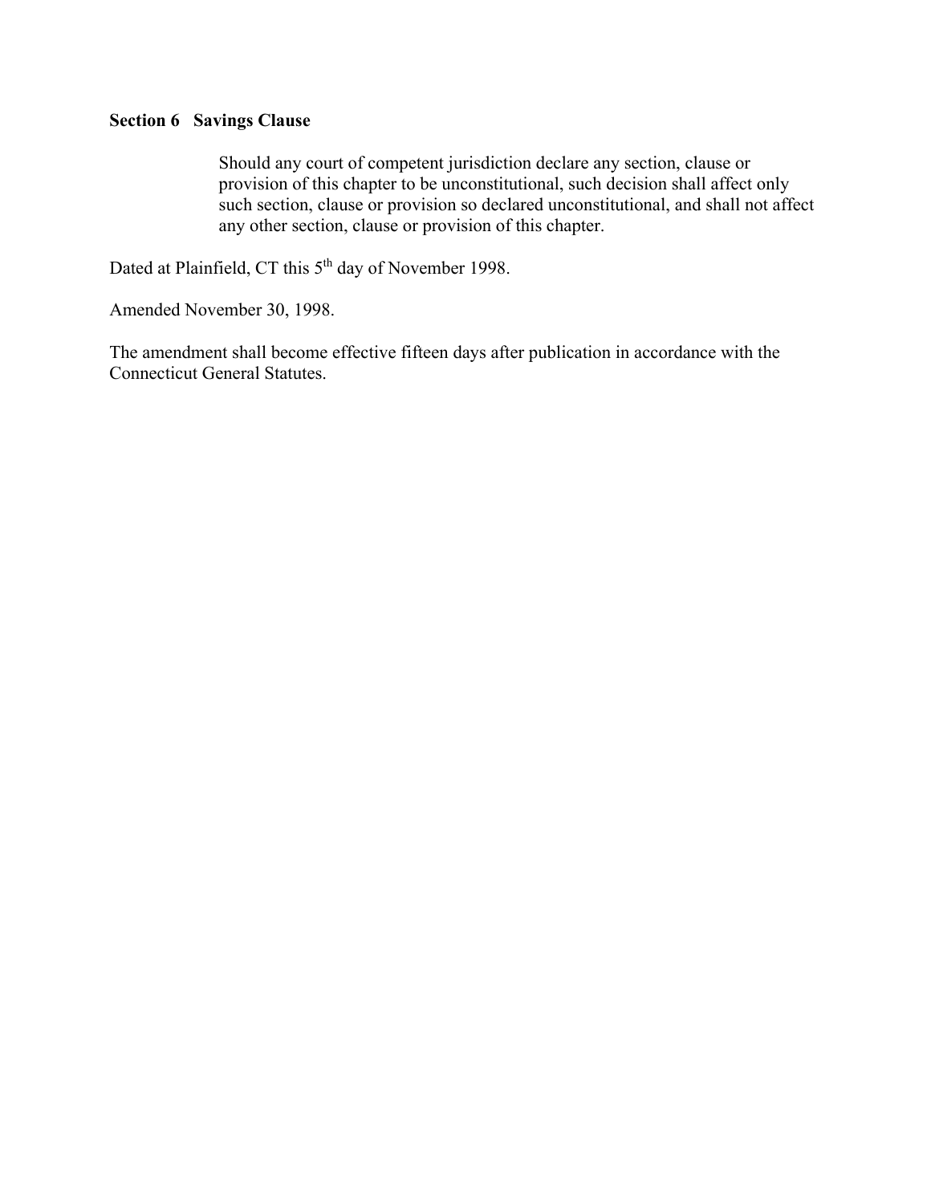**Section 6 Savings Clause**

Should any court of competent jurisdiction declare any section, clause or provision of this chapter to be unconstitutional, such decision shall affect only such section, clause or provision so declared unconstitutional, and shall not affect any other section, clause or provision of this chapter.

Dated at Plainfield, CT this 5th day of November 1998.

Amended November 30, 1998.

The amendment shall become effective fifteen days after publication in accordance with the Connecticut General Statutes.